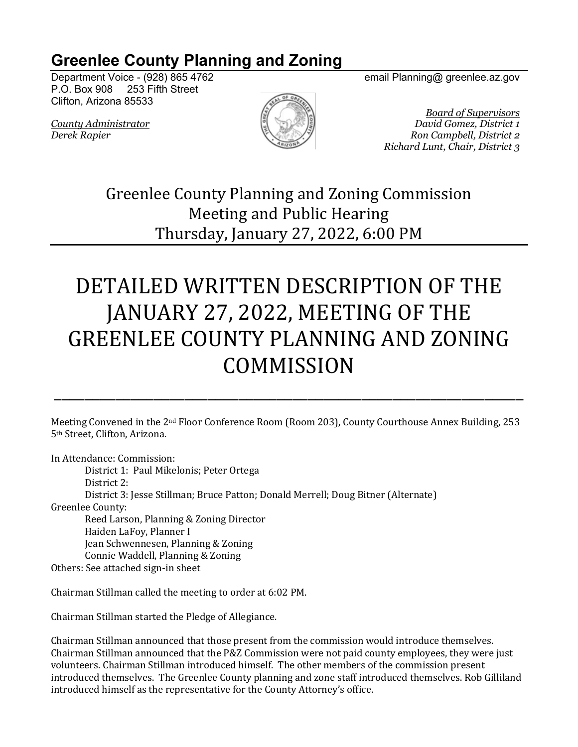# Greenlee County Planning and Zoning

Department Voice - (928) 865 4762 email Planning@ greenlee.az.gov
P.O. Box 908 253 Fifth Street
Clifton, Arizona 85533

*County Administrator*
*Derek Rapier*

*Board of Supervisors*
*David Gomez, District 1*
*Ron Campbell, District 2*
*Richard Lunt, Chair, District 3*

Greenlee County Planning and Zoning Commission
Meeting and Public Hearing
Thursday, January 27, 2022, 6:00 PM

# DETAILED WRITTEN DESCRIPTION OF THE JANUARY 27, 2022, MEETING OF THE GREENLEE COUNTY PLANNING AND ZONING COMMISSION

---

Meeting Convened in the 2nd Floor Conference Room (Room 203), County Courthouse Annex Building, 253 5th Street, Clifton, Arizona.

In Attendance: Commission:
- District 1: Paul Mikelonis; Peter Ortega
- District 2:
- District 3: Jesse Stillman; Bruce Patton; Donald Merrell; Doug Bitner (Alternate)

Greenlee County:
- Reed Larson, Planning & Zoning Director
- Haiden LaFoy, Planner I
- Jean Schwennesen, Planning & Zoning
- Connie Waddell, Planning & Zoning

Others: See attached sign-in sheet

Chairman Stillman called the meeting to order at 6:02 PM.

Chairman Stillman started the Pledge of Allegiance.

Chairman Stillman announced that those present from the commission would introduce themselves. Chairman Stillman announced that the P&Z Commission were not paid county employees, they were just volunteers. Chairman Stillman introduced himself. The other members of the commission present introduced themselves. The Greenlee County planning and zone staff introduced themselves. Rob Gilliland introduced himself as the representative for the County Attorney's office.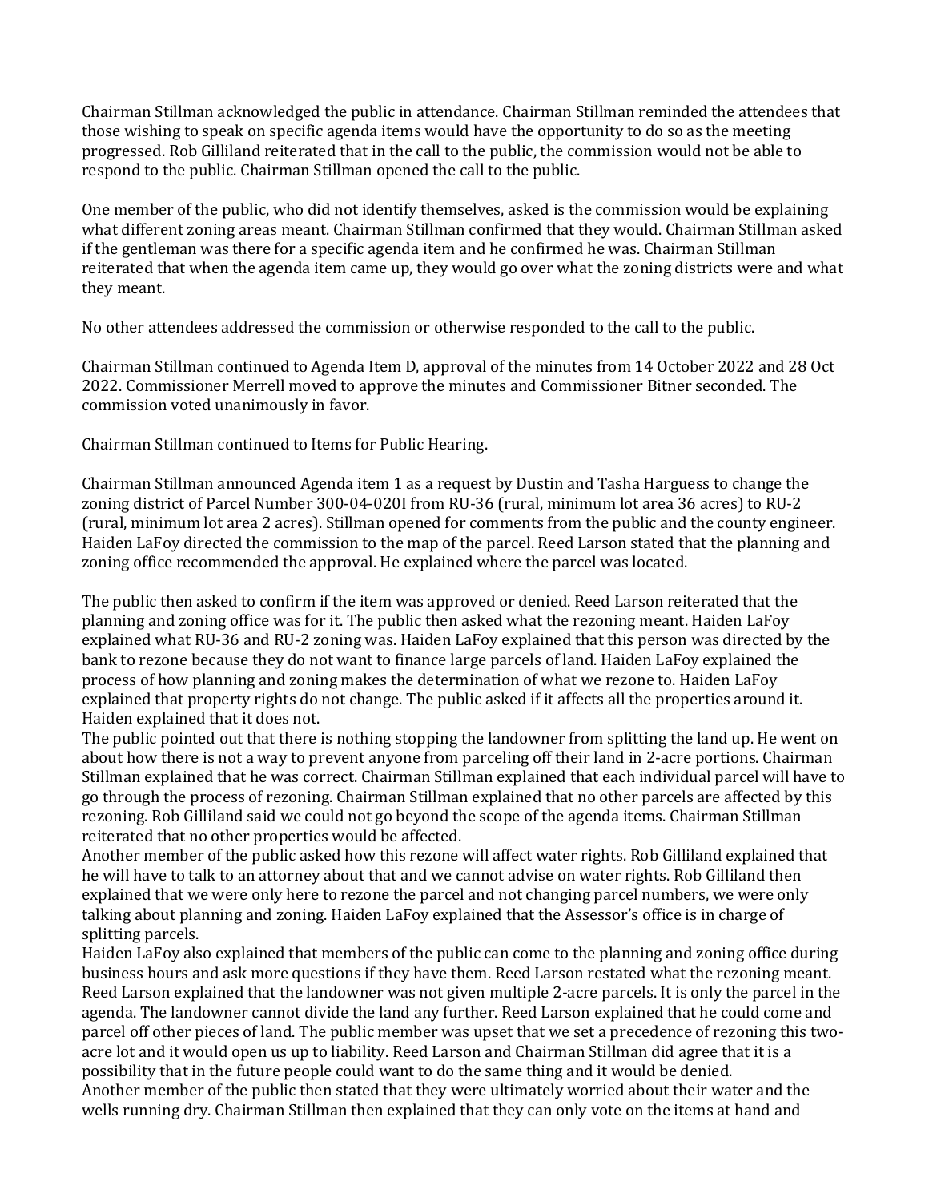Chairman Stillman acknowledged the public in attendance. Chairman Stillman reminded the attendees that those wishing to speak on specific agenda items would have the opportunity to do so as the meeting progressed. Rob Gilliland reiterated that in the call to the public, the commission would not be able to respond to the public. Chairman Stillman opened the call to the public.

One member of the public, who did not identify themselves, asked is the commission would be explaining what different zoning areas meant. Chairman Stillman confirmed that they would. Chairman Stillman asked if the gentleman was there for a specific agenda item and he confirmed he was. Chairman Stillman reiterated that when the agenda item came up, they would go over what the zoning districts were and what they meant.

No other attendees addressed the commission or otherwise responded to the call to the public.

Chairman Stillman continued to Agenda Item D, approval of the minutes from 14 October 2022 and 28 Oct 2022. Commissioner Merrell moved to approve the minutes and Commissioner Bitner seconded. The commission voted unanimously in favor.

Chairman Stillman continued to Items for Public Hearing.

Chairman Stillman announced Agenda item 1 as a request by Dustin and Tasha Harguess to change the zoning district of Parcel Number 300-04-020I from RU-36 (rural, minimum lot area 36 acres) to RU-2 (rural, minimum lot area 2 acres). Stillman opened for comments from the public and the county engineer. Haiden LaFoy directed the commission to the map of the parcel. Reed Larson stated that the planning and zoning office recommended the approval. He explained where the parcel was located.

The public then asked to confirm if the item was approved or denied. Reed Larson reiterated that the planning and zoning office was for it. The public then asked what the rezoning meant. Haiden LaFoy explained what RU-36 and RU-2 zoning was. Haiden LaFoy explained that this person was directed by the bank to rezone because they do not want to finance large parcels of land. Haiden LaFoy explained the process of how planning and zoning makes the determination of what we rezone to. Haiden LaFoy explained that property rights do not change. The public asked if it affects all the properties around it. Haiden explained that it does not.

The public pointed out that there is nothing stopping the landowner from splitting the land up. He went on about how there is not a way to prevent anyone from parceling off their land in 2-acre portions. Chairman Stillman explained that he was correct. Chairman Stillman explained that each individual parcel will have to go through the process of rezoning. Chairman Stillman explained that no other parcels are affected by this rezoning. Rob Gilliland said we could not go beyond the scope of the agenda items. Chairman Stillman reiterated that no other properties would be affected.

Another member of the public asked how this rezone will affect water rights. Rob Gilliland explained that he will have to talk to an attorney about that and we cannot advise on water rights. Rob Gilliland then explained that we were only here to rezone the parcel and not changing parcel numbers, we were only talking about planning and zoning. Haiden LaFoy explained that the Assessor's office is in charge of splitting parcels.

Haiden LaFoy also explained that members of the public can come to the planning and zoning office during business hours and ask more questions if they have them. Reed Larson restated what the rezoning meant. Reed Larson explained that the landowner was not given multiple 2-acre parcels. It is only the parcel in the agenda. The landowner cannot divide the land any further. Reed Larson explained that he could come and parcel off other pieces of land. The public member was upset that we set a precedence of rezoning this two-acre lot and it would open us up to liability. Reed Larson and Chairman Stillman did agree that it is a possibility that in the future people could want to do the same thing and it would be denied.

Another member of the public then stated that they were ultimately worried about their water and the wells running dry. Chairman Stillman then explained that they can only vote on the items at hand and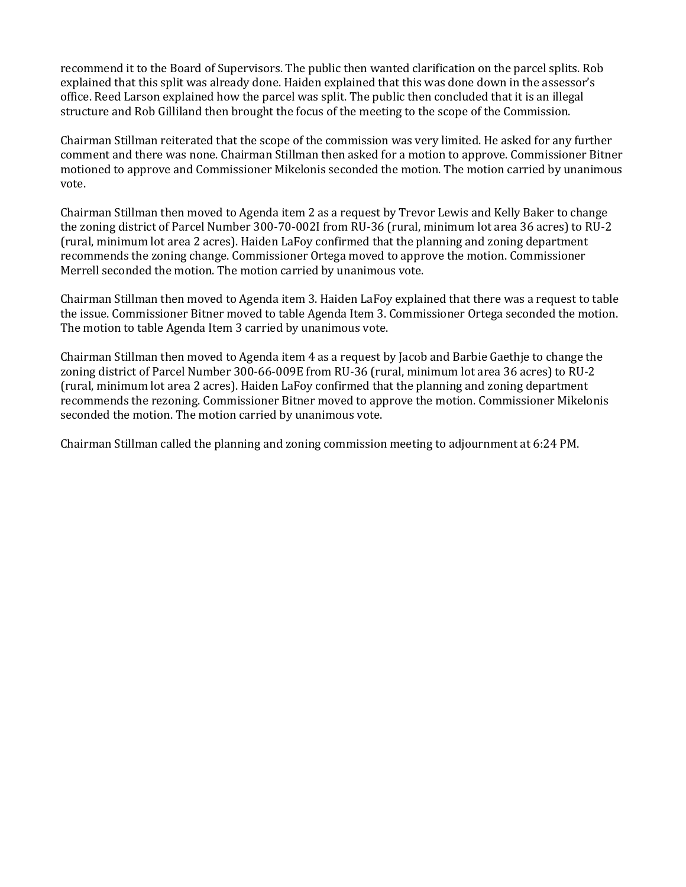recommend it to the Board of Supervisors. The public then wanted clarification on the parcel splits. Rob explained that this split was already done. Haiden explained that this was done down in the assessor's office. Reed Larson explained how the parcel was split. The public then concluded that it is an illegal structure and Rob Gilliland then brought the focus of the meeting to the scope of the Commission.

Chairman Stillman reiterated that the scope of the commission was very limited. He asked for any further comment and there was none. Chairman Stillman then asked for a motion to approve. Commissioner Bitner motioned to approve and Commissioner Mikelonis seconded the motion. The motion carried by unanimous vote.

Chairman Stillman then moved to Agenda item 2 as a request by Trevor Lewis and Kelly Baker to change the zoning district of Parcel Number 300-70-002I from RU-36 (rural, minimum lot area 36 acres) to RU-2 (rural, minimum lot area 2 acres). Haiden LaFoy confirmed that the planning and zoning department recommends the zoning change. Commissioner Ortega moved to approve the motion. Commissioner Merrell seconded the motion. The motion carried by unanimous vote.

Chairman Stillman then moved to Agenda item 3. Haiden LaFoy explained that there was a request to table the issue. Commissioner Bitner moved to table Agenda Item 3. Commissioner Ortega seconded the motion. The motion to table Agenda Item 3 carried by unanimous vote.

Chairman Stillman then moved to Agenda item 4 as a request by Jacob and Barbie Gaethje to change the zoning district of Parcel Number 300-66-009E from RU-36 (rural, minimum lot area 36 acres) to RU-2 (rural, minimum lot area 2 acres). Haiden LaFoy confirmed that the planning and zoning department recommends the rezoning. Commissioner Bitner moved to approve the motion. Commissioner Mikelonis seconded the motion. The motion carried by unanimous vote.

Chairman Stillman called the planning and zoning commission meeting to adjournment at 6:24 PM.